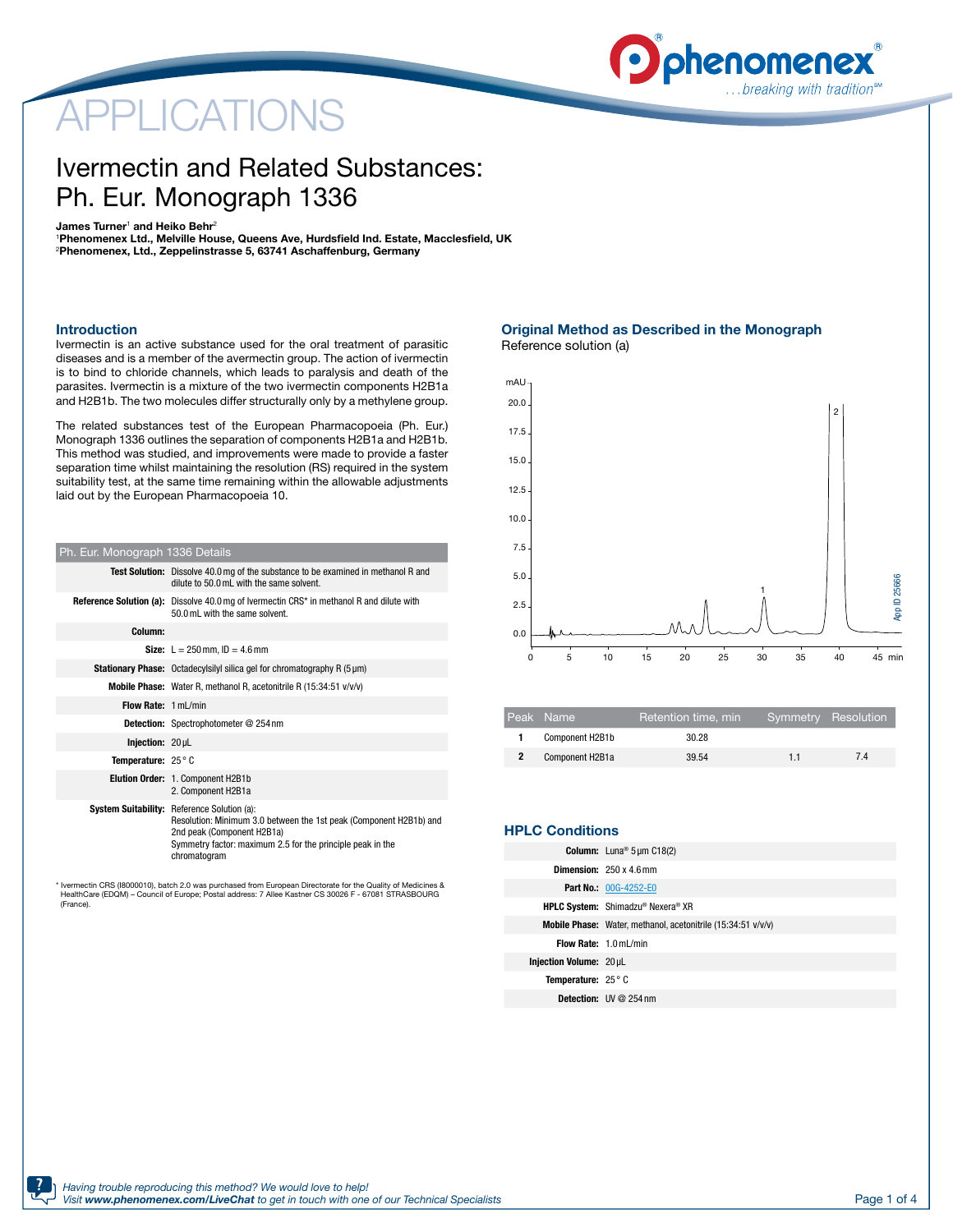APPLICATIONS

# Ivermectin and Related Substances: Ph. Eur. Monograph 1336

**James Turner[1] and Heiko Behr[2]**
[1]**Phenomenex Ltd., Melville House, Queens Ave, Hurdsfield Ind. Estate, Macclesfield, UK**
[2]**Phenomenex, Ltd., Zeppelinstrasse 5, 63741 Aschaffenburg, Germany**

## Introduction

Ivermectin is an active substance used for the oral treatment of parasitic diseases and is a member of the avermectin group. The action of ivermectin is to bind to chloride channels, which leads to paralysis and death of the parasites. Ivermectin is a mixture of the two ivermectin components H2B1a and H2B1b. The two molecules differ structurally only by a methylene group.

The related substances test of the European Pharmacopoeia (Ph. Eur.) Monograph 1336 outlines the separation of components H2B1a and H2B1b. This method was studied, and improvements were made to provide a faster separation time whilst maintaining the resolution (RS) required in the system suitability test, at the same time remaining within the allowable adjustments laid out by the European Pharmacopoeia 10.

| Ph. Eur. Monograph 1336 Details | |
|---|---|
| **Test Solution:** | Dissolve 40.0 mg of the substance to be examined in methanol R and dilute to 50.0 mL with the same solvent. |
| **Reference Solution (a):** | Dissolve 40.0 mg of Ivermectin CRS* in methanol R and dilute with 50.0 mL with the same solvent. |
| **Column:** | |
| **Size:** | L = 250 mm, ID = 4.6 mm |
| **Stationary Phase:** | Octadecylsilyl silica gel for chromatography R (5 µm) |
| **Mobile Phase:** | Water R, methanol R, acetonitrile R (15:34:51 v/v/v) |
| **Flow Rate:** | 1 mL/min |
| **Detection:** | Spectrophotometer @ 254 nm |
| **Injection:** | 20 µL |
| **Temperature:** | 25 ° C |
| **Elution Order:** | 1. Component H2B1b<br>2. Component H2B1a |
| **System Suitability:** | Reference Solution (a):<br>Resolution: Minimum 3.0 between the 1st peak (Component H2B1b) and 2nd peak (Component H2B1a)<br>Symmetry factor: maximum 2.5 for the principle peak in the chromatogram |

\* Ivermectin CRS (I8000010), batch 2.0 was purchased from European Directorate for the Quality of Medicines & HealthCare (EDQM) – Council of Europe; Postal address: 7 Allee Kastner CS 30026 F - 67081 STRASBOURG (France).

## Original Method as Described in the Monograph

Reference solution (a)

App ID 25666

| Peak | Name | Retention time, min | Symmetry | Resolution |
|---|---|---|---|---|
| 1 | Component H2B1b | 30.28 | | |
| 2 | Component H2B1a | 39.54 | 1.1 | 7.4 |

## HPLC Conditions

| | |
|---|---|
| **Column:** | Luna® 5 µm C18(2) |
| **Dimension:** | 250 x 4.6 mm |
| **Part No.:** | 00G-4252-E0 |
| **HPLC System:** | Shimadzu® Nexera® XR |
| **Mobile Phase:** | Water, methanol, acetonitrile (15:34:51 v/v/v) |
| **Flow Rate:** | 1.0 mL/min |
| **Injection Volume:** | 20 µL |
| **Temperature:** | 25 ° C |
| **Detection:** | UV @ 254 nm |

*Having trouble reproducing this method? We would love to help!*
*Visit **www.phenomenex.com/LiveChat** to get in touch with one of our Technical Specialists*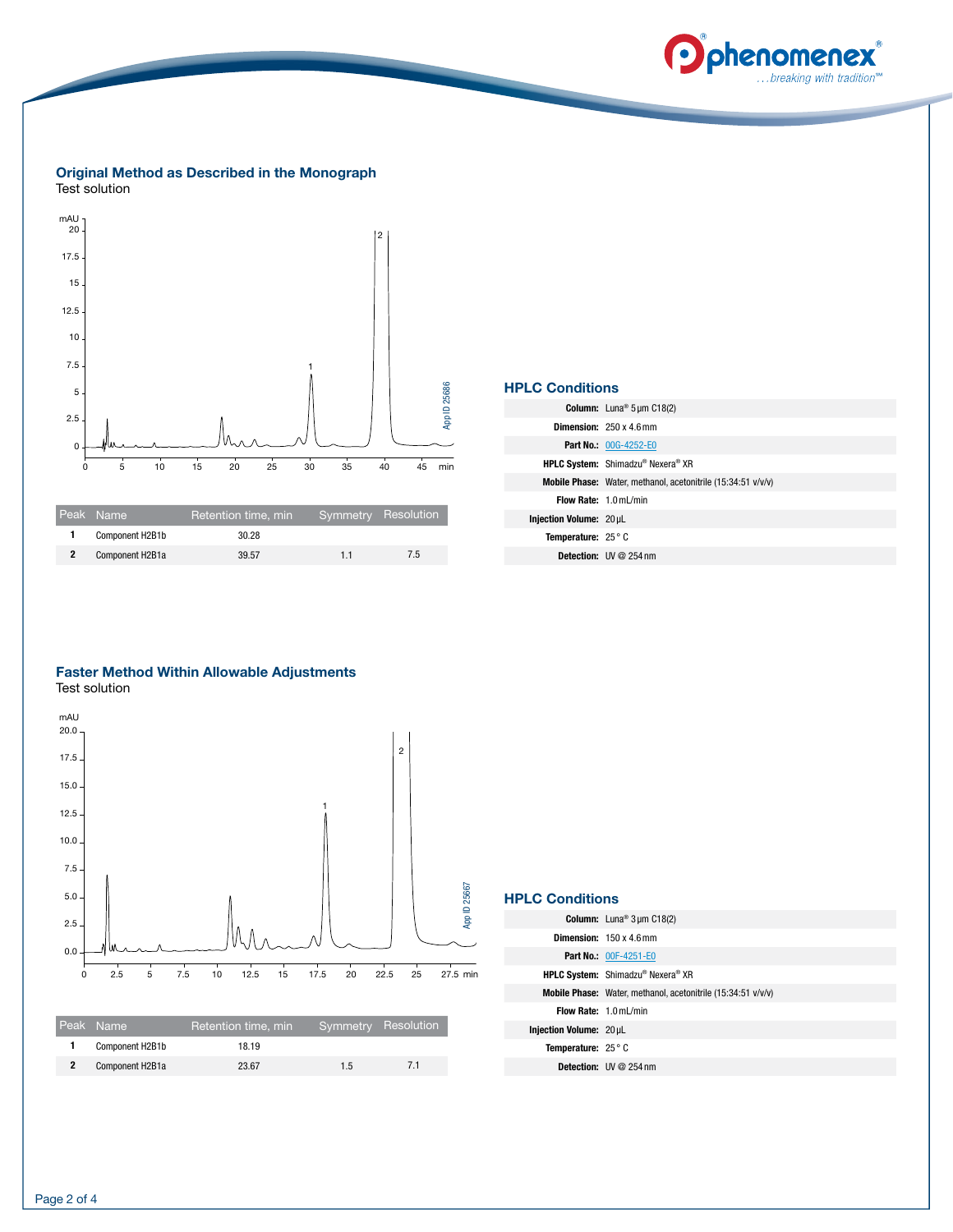## Original Method as Described in the Monograph

Test solution

| Peak | Name | Retention time, min | Symmetry | Resolution |
|---|---|---|---|---|
| 1 | Component H2B1b | 30.28 | | |
| 2 | Component H2B1a | 39.57 | 1.1 | 7.5 |

### HPLC Conditions

| | |
|---|---|
| **Column:** | Luna® 5 µm C18(2) |
| **Dimension:** | 250 x 4.6 mm |
| **Part No.:** | 00G-4252-E0 |
| **HPLC System:** | Shimadzu® Nexera® XR |
| **Mobile Phase:** | Water, methanol, acetonitrile (15:34:51 v/v/v) |
| **Flow Rate:** | 1.0 mL/min |
| **Injection Volume:** | 20 µL |
| **Temperature:** | 25 °C |
| **Detection:** | UV @ 254 nm |

## Faster Method Within Allowable Adjustments

Test solution

| Peak | Name | Retention time, min | Symmetry | Resolution |
|---|---|---|---|---|
| 1 | Component H2B1b | 18.19 | | |
| 2 | Component H2B1a | 23.67 | 1.5 | 7.1 |

### HPLC Conditions

| | |
|---|---|
| **Column:** | Luna® 3 µm C18(2) |
| **Dimension:** | 150 x 4.6 mm |
| **Part No.:** | 00F-4251-E0 |
| **HPLC System:** | Shimadzu® Nexera® XR |
| **Mobile Phase:** | Water, methanol, acetonitrile (15:34:51 v/v/v) |
| **Flow Rate:** | 1.0 mL/min |
| **Injection Volume:** | 20 µL |
| **Temperature:** | 25 °C |
| **Detection:** | UV @ 254 nm |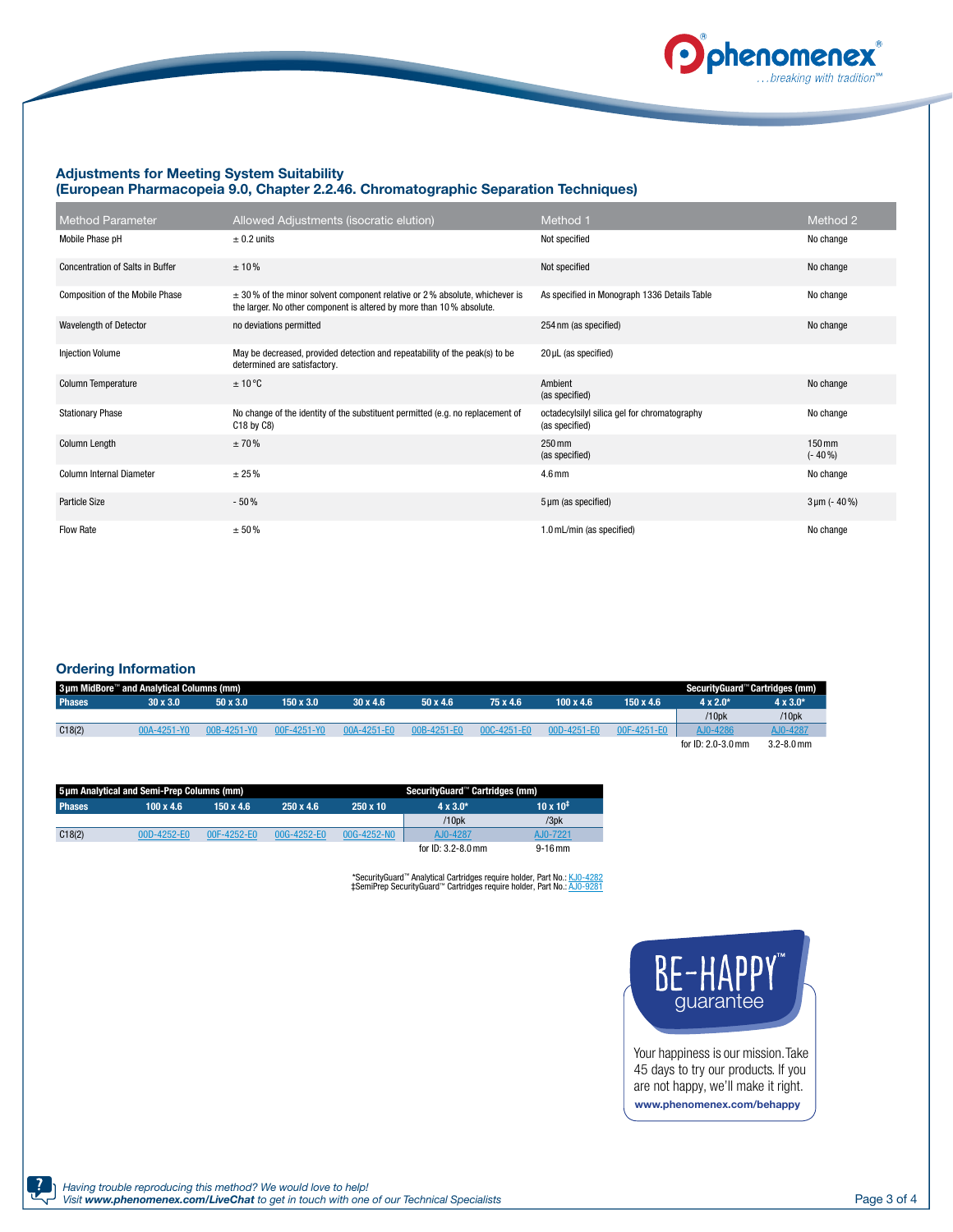## Adjustments for Meeting System Suitability
## (European Pharmacopeia 9.0, Chapter 2.2.46. Chromatographic Separation Techniques)

| Method Parameter | Allowed Adjustments (isocratic elution) | Method 1 | Method 2 |
|---|---|---|---|
| Mobile Phase pH | ± 0.2 units | Not specified | No change |
| Concentration of Salts in Buffer | ± 10 % | Not specified | No change |
| Composition of the Mobile Phase | ± 30 % of the minor solvent component relative or 2 % absolute, whichever is the larger. No other component is altered by more than 10 % absolute. | As specified in Monograph 1336 Details Table | No change |
| Wavelength of Detector | no deviations permitted | 254 nm (as specified) | No change |
| Injection Volume | May be decreased, provided detection and repeatability of the peak(s) to be determined are satisfactory. | 20 µL (as specified) | |
| Column Temperature | ± 10 °C | Ambient (as specified) | No change |
| Stationary Phase | No change of the identity of the substituent permitted (e.g. no replacement of C18 by C8) | octadecylsilyl silica gel for chromatography (as specified) | No change |
| Column Length | ± 70 % | 250 mm (as specified) | 150 mm (- 40 %) |
| Column Internal Diameter | ± 25 % | 4.6 mm | No change |
| Particle Size | - 50 % | 5 µm (as specified) | 3 µm (- 40 %) |
| Flow Rate | ± 50 % | 1.0 mL/min (as specified) | No change |

## Ordering Information

| 3 µm MidBore™ and Analytical Columns (mm) | | | | | | | | | SecurityGuard™ Cartridges (mm) | |
|---|---|---|---|---|---|---|---|---|---|---|
| **Phases** | **30 x 3.0** | **50 x 3.0** | **150 x 3.0** | **30 x 4.6** | **50 x 4.6** | **75 x 4.6** | **100 x 4.6** | **150 x 4.6** | **4 x 2.0*** | **4 x 3.0*** |
| | | | | | | | | | /10pk | /10pk |
| C18(2) | 00A-4251-Y0 | 00B-4251-Y0 | 00F-4251-Y0 | 00A-4251-E0 | 00B-4251-E0 | 00C-4251-E0 | 00D-4251-E0 | 00F-4251-E0 | AJ0-4286 | AJ0-4287 |
| | | | | | | | | | for ID: 2.0-3.0 mm | 3.2-8.0 mm |

| 5 µm Analytical and Semi-Prep Columns (mm) | | | | | SecurityGuard™ Cartridges (mm) | |
|---|---|---|---|---|---|---|
| **Phases** | **100 x 4.6** | **150 x 4.6** | **250 x 4.6** | **250 x 10** | **4 x 3.0*** | **10 x 10‡** |
| | | | | | /10pk | /3pk |
| C18(2) | 00D-4252-E0 | 00F-4252-E0 | 00G-4252-E0 | 00G-4252-N0 | AJ0-4287 | AJ0-7221 |
| | | | | | for ID: 3.2-8.0 mm | 9-16 mm |

*SecurityGuard™ Analytical Cartridges require holder, Part No.: KJ0-4282
‡SemiPrep SecurityGuard™ Cartridges require holder, Part No.: AJ0-9281

**BE-HAPPY™ guarantee**

Your happiness is our mission. Take 45 days to try our products. If you are not happy, we'll make it right.
**www.phenomenex.com/behappy**

*Having trouble reproducing this method? We would love to help!*
*Visit **www.phenomenex.com/LiveChat** to get in touch with one of our Technical Specialists*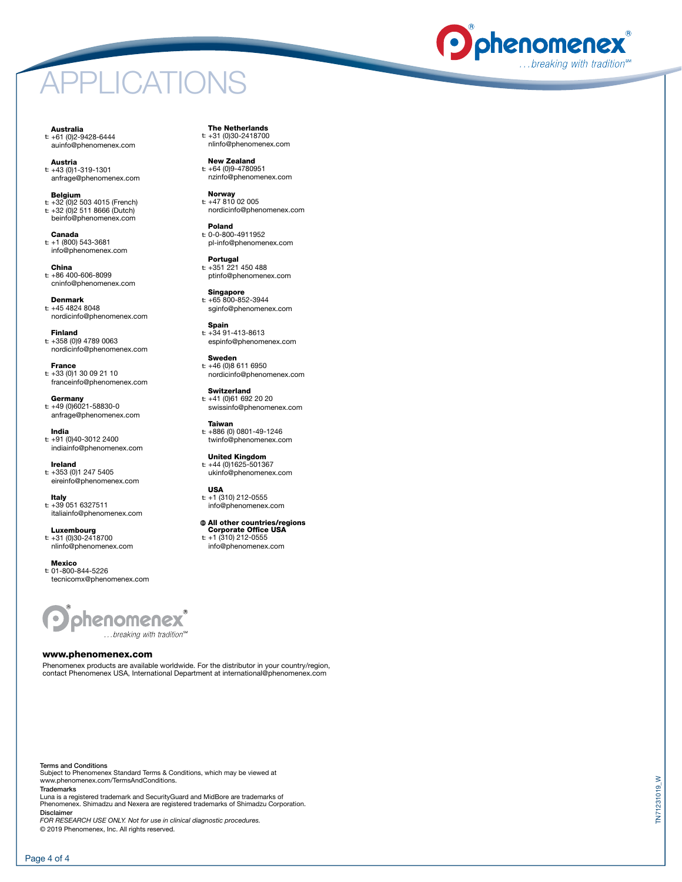# APPLICATIONS

**Australia**
t: +61 (0)2-9428-6444
auinfo@phenomenex.com

**Austria**
t: +43 (0)1-319-1301
anfrage@phenomenex.com

**Belgium**
t: +32 (0)2 503 4015 (French)
t: +32 (0)2 511 8666 (Dutch)
beinfo@phenomenex.com

**Canada**
t: +1 (800) 543-3681
info@phenomenex.com

**China**
t: +86 400-606-8099
cninfo@phenomenex.com

**Denmark**
t: +45 4824 8048
nordicinfo@phenomenex.com

**Finland**
t: +358 (0)9 4789 0063
nordicinfo@phenomenex.com

**France**
t: +33 (0)1 30 09 21 10
franceinfo@phenomenex.com

**Germany**
t: +49 (0)6021-58830-0
anfrage@phenomenex.com

**India**
t: +91 (0)40-3012 2400
indiainfo@phenomenex.com

**Ireland**
t: +353 (0)1 247 5405
eireinfo@phenomenex.com

**Italy**
t: +39 051 6327511
italiainfo@phenomenex.com

**Luxembourg**
t: +31 (0)30-2418700
nlinfo@phenomenex.com

**Mexico**
t: 01-800-844-5226
tecnicomx@phenomenex.com

**The Netherlands**
t: +31 (0)30-2418700
nlinfo@phenomenex.com

**New Zealand**
t: +64 (0)9-4780951
nzinfo@phenomenex.com

**Norway**
t: +47 810 02 005
nordicinfo@phenomenex.com

**Poland**
t: 0-0-800-4911952
pl-info@phenomenex.com

**Portugal**
t: +351 221 450 488
ptinfo@phenomenex.com

**Singapore**
t: +65 800-852-3944
sginfo@phenomenex.com

**Spain**
t: +34 91-413-8613
espinfo@phenomenex.com

**Sweden**
t: +46 (0)8 611 6950
nordicinfo@phenomenex.com

**Switzerland**
t: +41 (0)61 692 20 20
swissinfo@phenomenex.com

**Taiwan**
t: +886 (0) 0801-49-1246
twinfo@phenomenex.com

**United Kingdom**
t: +44 (0)1625-501367
ukinfo@phenomenex.com

**USA**
t: +1 (310) 212-0555
info@phenomenex.com

**All other countries/regions**
**Corporate Office USA**
t: +1 (310) 212-0555
info@phenomenex.com

phenomenex® ...breaking with tradition℠

**www.phenomenex.com**

Phenomenex products are available worldwide. For the distributor in your country/region, contact Phenomenex USA, International Department at international@phenomenex.com

Terms and Conditions
Subject to Phenomenex Standard Terms & Conditions, which may be viewed at www.phenomenex.com/TermsAndConditions.

Trademarks
Luna is a registered trademark and SecurityGuard and MidBore are trademarks of Phenomenex. Shimadzu and Nexera are registered trademarks of Shimadzu Corporation.

Disclaimer
*FOR RESEARCH USE ONLY. Not for use in clinical diagnostic procedures.*

© 2019 Phenomenex, Inc. All rights reserved.

TN71231019_W